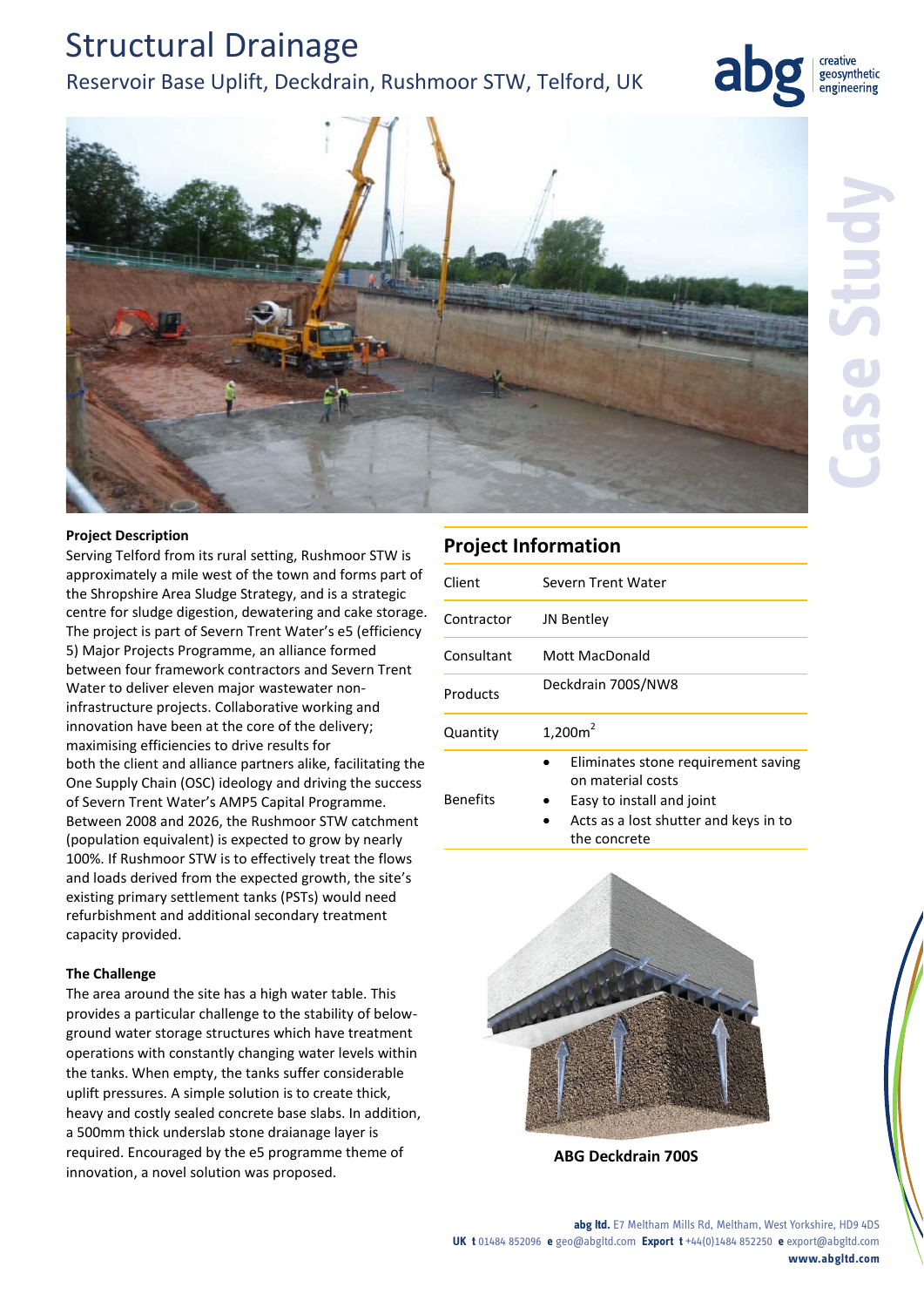# Structural Drainage

## Reservoir Base Uplift, Deckdrain, Rushmoor STW, Telford, UK

**Project Description**

Serving Telford from its rural setting, Rushmoor STW is approximately a mile west of the town and forms part of the Shropshire Area Sludge Strategy, and is a strategic centre for sludge digestion, dewatering and cake storage. The project is part of Severn Trent Water's e5 (efficiency 5) Major Projects Programme, an alliance formed between four framework contractors and Severn Trent Water to deliver eleven major wastewater non-infrastructure projects. Collaborative working and innovation have been at the core of the delivery; maximising efficiencies to drive results for both the client and alliance partners alike, facilitating the One Supply Chain (OSC) ideology and driving the success of Severn Trent Water's AMP5 Capital Programme. Between 2008 and 2026, the Rushmoor STW catchment (population equivalent) is expected to grow by nearly 100%. If Rushmoor STW is to effectively treat the flows and loads derived from the expected growth, the site's existing primary settlement tanks (PSTs) would need refurbishment and additional secondary treatment capacity provided.

**The Challenge**

The area around the site has a high water table. This provides a particular challenge to the stability of below-ground water storage structures which have treatment operations with constantly changing water levels within the tanks. When empty, the tanks suffer considerable uplift pressures. A simple solution is to create thick, heavy and costly sealed concrete base slabs. In addition, a 500mm thick underslab stone draianage layer is required. Encouraged by the e5 programme theme of innovation, a novel solution was proposed.

## Project Information

| | |
|---|---|
| Client | Severn Trent Water |
| Contractor | JN Bentley |
| Consultant | Mott MacDonald |
| Products | Deckdrain 700S/NW8 |
| Quantity | 1,200m$^2$ |
| Benefits | • Eliminates stone requirement saving on material costs<br>• Easy to install and joint<br>• Acts as a lost shutter and keys in to the concrete |

**ABG Deckdrain 700S**

**abg ltd.** E7 Meltham Mills Rd, Meltham, West Yorkshire, HD9 4DS
**UK t** 01484 852096 **e** geo@abgltd.com **Export t** +44(0)1484 852250 **e** export@abgltd.com
**www.abgltd.com**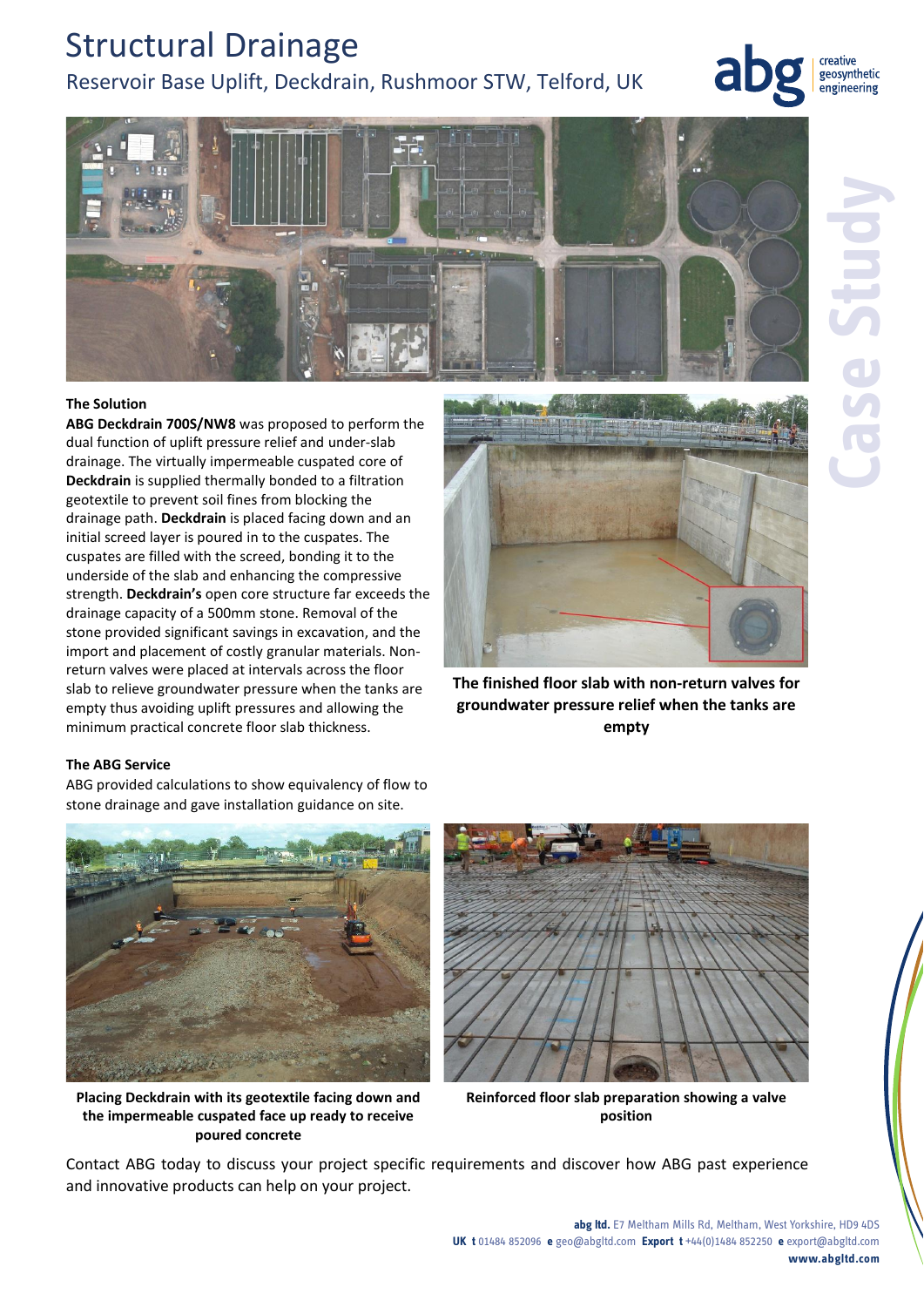# Structural Drainage

## Reservoir Base Uplift, Deckdrain, Rushmoor STW, Telford, UK

### The Solution

**ABG Deckdrain 700S/NW8** was proposed to perform the dual function of uplift pressure relief and under-slab drainage. The virtually impermeable cuspated core of **Deckdrain** is supplied thermally bonded to a filtration geotextile to prevent soil fines from blocking the drainage path. **Deckdrain** is placed facing down and an initial screed layer is poured in to the cuspates. The cuspates are filled with the screed, bonding it to the underside of the slab and enhancing the compressive strength. **Deckdrain's** open core structure far exceeds the drainage capacity of a 500mm stone. Removal of the stone provided significant savings in excavation, and the import and placement of costly granular materials. Non-return valves were placed at intervals across the floor slab to relieve groundwater pressure when the tanks are empty thus avoiding uplift pressures and allowing the minimum practical concrete floor slab thickness.

**The finished floor slab with non-return valves for groundwater pressure relief when the tanks are empty**

### The ABG Service

ABG provided calculations to show equivalency of flow to stone drainage and gave installation guidance on site.

**Placing Deckdrain with its geotextile facing down and the impermeable cuspated face up ready to receive poured concrete**

**Reinforced floor slab preparation showing a valve position**

Contact ABG today to discuss your project specific requirements and discover how ABG past experience and innovative products can help on your project.

**abg ltd.** E7 Meltham Mills Rd, Meltham, West Yorkshire, HD9 4DS
**UK t** 01484 852096 **e** geo@abgltd.com **Export t** +44(0)1484 852250 **e** export@abgltd.com
**www.abgltd.com**